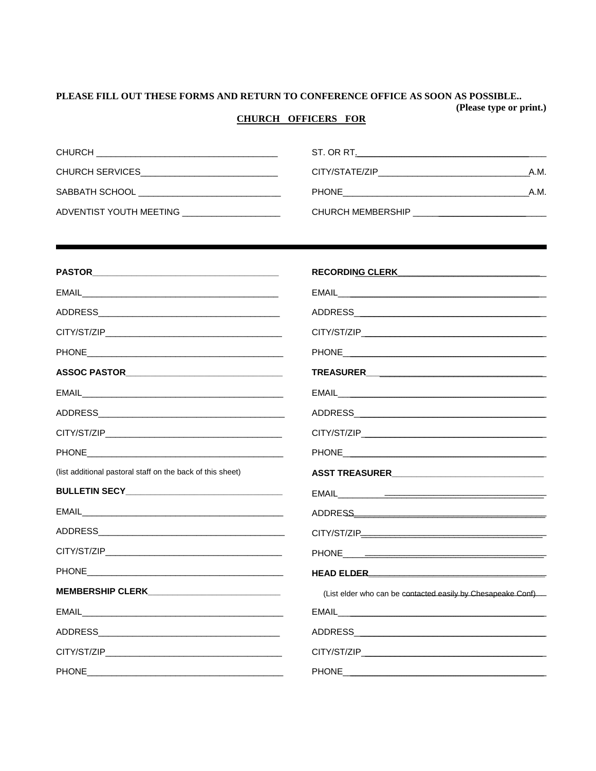**PLEASE FILL OUT THESE FORMS AND RETURN TO CONFERENCE OFFICE AS SOON AS POSSIBLE..**

**(Please type or print.)**

**CHURCH OFFICERS FOR**

CHURCH ____________________________________

CHURCH SERVICES___________________________ A.M.

SABBATH SCHOOL ___________________________ A.M.

ADVENTIST YOUTH MEETING ____________________

ST. OR RT.____________________________________

CITY/STATE/ZIP______________________________

PHONE_______________________________________

CHURCH MEMBERSHIP ________________________

---

**PASTOR**________________________________________

EMAIL_________________________________________

ADDRESS_______________________________________

CITY/ST/ZIP____________________________________

PHONE_________________________________________

**ASSOC PASTOR**__________________________________

EMAIL_________________________________________

ADDRESS_______________________________________

CITY/ST/ZIP____________________________________

PHONE_________________________________________

(list additional pastoral staff on the back of this sheet)

**BULLETIN SECY**__________________________________

EMAIL_________________________________________

ADDRESS_______________________________________

CITY/ST/ZIP____________________________________

PHONE_________________________________________

**MEMBERSHIP CLERK**____________________________

EMAIL_________________________________________

ADDRESS_______________________________________

CITY/ST/ZIP____________________________________

PHONE_________________________________________

**RECORDING CLERK**______________________________

EMAIL_________________________________________

ADDRESS_______________________________________

CITY/ST/ZIP____________________________________

PHONE_________________________________________

**TREASURER**_____________________________________

EMAIL_________________________________________

ADDRESS_______________________________________

CITY/ST/ZIP____________________________________

PHONE_________________________________________

**ASST TREASURER**________________________________

EMAIL_________________________________________

ADDRESS_______________________________________

CITY/ST/ZIP____________________________________

PHONE_________________________________________

**HEAD ELDER**____________________________________

(List elder who can be contacted easily by Chesapeake Conf)

EMAIL_________________________________________

ADDRESS_______________________________________

CITY/ST/ZIP____________________________________

PHONE_________________________________________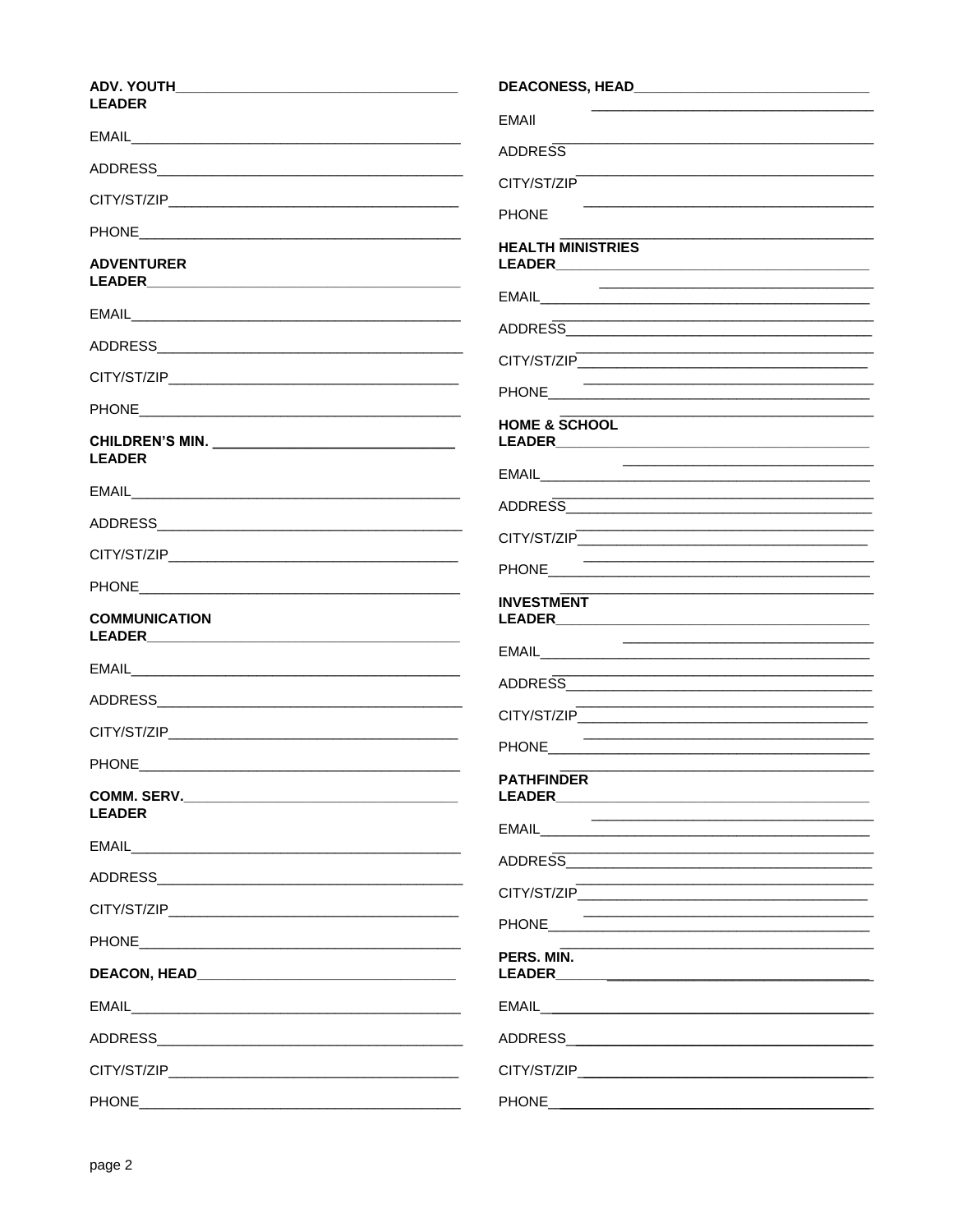**ADV. YOUTH LEADER**\_\_\_\_\_\_\_\_\_\_\_\_\_\_\_\_\_\_\_\_\_\_\_\_\_\_\_\_\_\_\_\_\_\_\_\_\_\_

EMAIL\_\_\_\_\_\_\_\_\_\_\_\_\_\_\_\_\_\_\_\_\_\_\_\_\_\_\_\_\_\_\_\_\_\_\_\_\_\_\_\_\_\_

ADDRESS\_\_\_\_\_\_\_\_\_\_\_\_\_\_\_\_\_\_\_\_\_\_\_\_\_\_\_\_\_\_\_\_\_\_\_\_\_\_\_\_

CITY/ST/ZIP\_\_\_\_\_\_\_\_\_\_\_\_\_\_\_\_\_\_\_\_\_\_\_\_\_\_\_\_\_\_\_\_\_\_\_\_\_\_

PHONE\_\_\_\_\_\_\_\_\_\_\_\_\_\_\_\_\_\_\_\_\_\_\_\_\_\_\_\_\_\_\_\_\_\_\_\_\_\_\_\_\_\_

**ADVENTURER LEADER**\_\_\_\_\_\_\_\_\_\_\_\_\_\_\_\_\_\_\_\_\_\_\_\_\_\_\_\_\_\_\_\_\_\_\_\_\_\_

EMAIL\_\_\_\_\_\_\_\_\_\_\_\_\_\_\_\_\_\_\_\_\_\_\_\_\_\_\_\_\_\_\_\_\_\_\_\_\_\_\_\_\_\_

ADDRESS\_\_\_\_\_\_\_\_\_\_\_\_\_\_\_\_\_\_\_\_\_\_\_\_\_\_\_\_\_\_\_\_\_\_\_\_\_\_\_\_

CITY/ST/ZIP\_\_\_\_\_\_\_\_\_\_\_\_\_\_\_\_\_\_\_\_\_\_\_\_\_\_\_\_\_\_\_\_\_\_\_\_\_\_

PHONE\_\_\_\_\_\_\_\_\_\_\_\_\_\_\_\_\_\_\_\_\_\_\_\_\_\_\_\_\_\_\_\_\_\_\_\_\_\_\_\_\_\_

**CHILDREN'S MIN. LEADER**\_\_\_\_\_\_\_\_\_\_\_\_\_\_\_\_\_\_\_\_\_\_\_\_\_\_\_\_\_\_\_\_\_\_\_\_\_\_

EMAIL\_\_\_\_\_\_\_\_\_\_\_\_\_\_\_\_\_\_\_\_\_\_\_\_\_\_\_\_\_\_\_\_\_\_\_\_\_\_\_\_\_\_

ADDRESS\_\_\_\_\_\_\_\_\_\_\_\_\_\_\_\_\_\_\_\_\_\_\_\_\_\_\_\_\_\_\_\_\_\_\_\_\_\_\_\_

CITY/ST/ZIP\_\_\_\_\_\_\_\_\_\_\_\_\_\_\_\_\_\_\_\_\_\_\_\_\_\_\_\_\_\_\_\_\_\_\_\_\_\_

PHONE\_\_\_\_\_\_\_\_\_\_\_\_\_\_\_\_\_\_\_\_\_\_\_\_\_\_\_\_\_\_\_\_\_\_\_\_\_\_\_\_\_\_

**COMMUNICATION LEADER**\_\_\_\_\_\_\_\_\_\_\_\_\_\_\_\_\_\_\_\_\_\_\_\_\_\_\_\_\_\_\_\_\_\_\_\_\_\_

EMAIL\_\_\_\_\_\_\_\_\_\_\_\_\_\_\_\_\_\_\_\_\_\_\_\_\_\_\_\_\_\_\_\_\_\_\_\_\_\_\_\_\_\_

ADDRESS\_\_\_\_\_\_\_\_\_\_\_\_\_\_\_\_\_\_\_\_\_\_\_\_\_\_\_\_\_\_\_\_\_\_\_\_\_\_\_\_

CITY/ST/ZIP\_\_\_\_\_\_\_\_\_\_\_\_\_\_\_\_\_\_\_\_\_\_\_\_\_\_\_\_\_\_\_\_\_\_\_\_\_\_

PHONE\_\_\_\_\_\_\_\_\_\_\_\_\_\_\_\_\_\_\_\_\_\_\_\_\_\_\_\_\_\_\_\_\_\_\_\_\_\_\_\_\_\_

**COMM. SERV. LEADER**\_\_\_\_\_\_\_\_\_\_\_\_\_\_\_\_\_\_\_\_\_\_\_\_\_\_\_\_\_\_\_\_\_\_\_\_\_\_

EMAIL\_\_\_\_\_\_\_\_\_\_\_\_\_\_\_\_\_\_\_\_\_\_\_\_\_\_\_\_\_\_\_\_\_\_\_\_\_\_\_\_\_\_

ADDRESS\_\_\_\_\_\_\_\_\_\_\_\_\_\_\_\_\_\_\_\_\_\_\_\_\_\_\_\_\_\_\_\_\_\_\_\_\_\_\_\_

CITY/ST/ZIP\_\_\_\_\_\_\_\_\_\_\_\_\_\_\_\_\_\_\_\_\_\_\_\_\_\_\_\_\_\_\_\_\_\_\_\_\_\_

PHONE\_\_\_\_\_\_\_\_\_\_\_\_\_\_\_\_\_\_\_\_\_\_\_\_\_\_\_\_\_\_\_\_\_\_\_\_\_\_\_\_\_\_

**DEACON, HEAD**\_\_\_\_\_\_\_\_\_\_\_\_\_\_\_\_\_\_\_\_\_\_\_\_\_\_\_\_\_\_\_\_\_\_\_\_\_\_

EMAIL\_\_\_\_\_\_\_\_\_\_\_\_\_\_\_\_\_\_\_\_\_\_\_\_\_\_\_\_\_\_\_\_\_\_\_\_\_\_\_\_\_\_

ADDRESS\_\_\_\_\_\_\_\_\_\_\_\_\_\_\_\_\_\_\_\_\_\_\_\_\_\_\_\_\_\_\_\_\_\_\_\_\_\_\_\_

CITY/ST/ZIP\_\_\_\_\_\_\_\_\_\_\_\_\_\_\_\_\_\_\_\_\_\_\_\_\_\_\_\_\_\_\_\_\_\_\_\_\_\_

PHONE\_\_\_\_\_\_\_\_\_\_\_\_\_\_\_\_\_\_\_\_\_\_\_\_\_\_\_\_\_\_\_\_\_\_\_\_\_\_\_\_\_\_

**DEACONESS, HEAD**\_\_\_\_\_\_\_\_\_\_\_\_\_\_\_\_\_\_\_\_\_\_\_\_\_\_\_\_\_\_\_\_\_\_\_\_\_\_

EMAIl\_\_\_\_\_\_\_\_\_\_\_\_\_\_\_\_\_\_\_\_\_\_\_\_\_\_\_\_\_\_\_\_\_\_\_\_\_\_\_\_\_\_

ADDRESS\_\_\_\_\_\_\_\_\_\_\_\_\_\_\_\_\_\_\_\_\_\_\_\_\_\_\_\_\_\_\_\_\_\_\_\_\_\_\_\_

CITY/ST/ZIP\_\_\_\_\_\_\_\_\_\_\_\_\_\_\_\_\_\_\_\_\_\_\_\_\_\_\_\_\_\_\_\_\_\_\_\_\_\_

PHONE\_\_\_\_\_\_\_\_\_\_\_\_\_\_\_\_\_\_\_\_\_\_\_\_\_\_\_\_\_\_\_\_\_\_\_\_\_\_\_\_\_\_

**HEALTH MINISTRIES LEADER**\_\_\_\_\_\_\_\_\_\_\_\_\_\_\_\_\_\_\_\_\_\_\_\_\_\_\_\_\_\_\_\_\_\_\_\_\_\_

EMAIL\_\_\_\_\_\_\_\_\_\_\_\_\_\_\_\_\_\_\_\_\_\_\_\_\_\_\_\_\_\_\_\_\_\_\_\_\_\_\_\_\_\_

ADDRESS\_\_\_\_\_\_\_\_\_\_\_\_\_\_\_\_\_\_\_\_\_\_\_\_\_\_\_\_\_\_\_\_\_\_\_\_\_\_\_\_

CITY/ST/ZIP\_\_\_\_\_\_\_\_\_\_\_\_\_\_\_\_\_\_\_\_\_\_\_\_\_\_\_\_\_\_\_\_\_\_\_\_\_\_

PHONE\_\_\_\_\_\_\_\_\_\_\_\_\_\_\_\_\_\_\_\_\_\_\_\_\_\_\_\_\_\_\_\_\_\_\_\_\_\_\_\_\_\_

**HOME & SCHOOL LEADER**\_\_\_\_\_\_\_\_\_\_\_\_\_\_\_\_\_\_\_\_\_\_\_\_\_\_\_\_\_\_\_\_\_\_\_\_\_\_

EMAIL\_\_\_\_\_\_\_\_\_\_\_\_\_\_\_\_\_\_\_\_\_\_\_\_\_\_\_\_\_\_\_\_\_\_\_\_\_\_\_\_\_\_

ADDRESS\_\_\_\_\_\_\_\_\_\_\_\_\_\_\_\_\_\_\_\_\_\_\_\_\_\_\_\_\_\_\_\_\_\_\_\_\_\_\_\_

CITY/ST/ZIP\_\_\_\_\_\_\_\_\_\_\_\_\_\_\_\_\_\_\_\_\_\_\_\_\_\_\_\_\_\_\_\_\_\_\_\_\_\_

PHONE\_\_\_\_\_\_\_\_\_\_\_\_\_\_\_\_\_\_\_\_\_\_\_\_\_\_\_\_\_\_\_\_\_\_\_\_\_\_\_\_\_\_

**INVESTMENT LEADER**\_\_\_\_\_\_\_\_\_\_\_\_\_\_\_\_\_\_\_\_\_\_\_\_\_\_\_\_\_\_\_\_\_\_\_\_\_\_

EMAIL\_\_\_\_\_\_\_\_\_\_\_\_\_\_\_\_\_\_\_\_\_\_\_\_\_\_\_\_\_\_\_\_\_\_\_\_\_\_\_\_\_\_

ADDRESS\_\_\_\_\_\_\_\_\_\_\_\_\_\_\_\_\_\_\_\_\_\_\_\_\_\_\_\_\_\_\_\_\_\_\_\_\_\_\_\_

CITY/ST/ZIP\_\_\_\_\_\_\_\_\_\_\_\_\_\_\_\_\_\_\_\_\_\_\_\_\_\_\_\_\_\_\_\_\_\_\_\_\_\_

PHONE\_\_\_\_\_\_\_\_\_\_\_\_\_\_\_\_\_\_\_\_\_\_\_\_\_\_\_\_\_\_\_\_\_\_\_\_\_\_\_\_\_\_

**PATHFINDER LEADER**\_\_\_\_\_\_\_\_\_\_\_\_\_\_\_\_\_\_\_\_\_\_\_\_\_\_\_\_\_\_\_\_\_\_\_\_\_\_

EMAIL\_\_\_\_\_\_\_\_\_\_\_\_\_\_\_\_\_\_\_\_\_\_\_\_\_\_\_\_\_\_\_\_\_\_\_\_\_\_\_\_\_\_

ADDRESS\_\_\_\_\_\_\_\_\_\_\_\_\_\_\_\_\_\_\_\_\_\_\_\_\_\_\_\_\_\_\_\_\_\_\_\_\_\_\_\_

CITY/ST/ZIP\_\_\_\_\_\_\_\_\_\_\_\_\_\_\_\_\_\_\_\_\_\_\_\_\_\_\_\_\_\_\_\_\_\_\_\_\_\_

PHONE\_\_\_\_\_\_\_\_\_\_\_\_\_\_\_\_\_\_\_\_\_\_\_\_\_\_\_\_\_\_\_\_\_\_\_\_\_\_\_\_\_\_

**PERS. MIN. LEADER**\_\_\_\_\_\_\_\_\_\_\_\_\_\_\_\_\_\_\_\_\_\_\_\_\_\_\_\_\_\_\_\_\_\_\_\_\_\_

EMAIL\_\_\_\_\_\_\_\_\_\_\_\_\_\_\_\_\_\_\_\_\_\_\_\_\_\_\_\_\_\_\_\_\_\_\_\_\_\_\_\_\_\_

ADDRESS\_\_\_\_\_\_\_\_\_\_\_\_\_\_\_\_\_\_\_\_\_\_\_\_\_\_\_\_\_\_\_\_\_\_\_\_\_\_\_\_

CITY/ST/ZIP\_\_\_\_\_\_\_\_\_\_\_\_\_\_\_\_\_\_\_\_\_\_\_\_\_\_\_\_\_\_\_\_\_\_\_\_\_\_

PHONE\_\_\_\_\_\_\_\_\_\_\_\_\_\_\_\_\_\_\_\_\_\_\_\_\_\_\_\_\_\_\_\_\_\_\_\_\_\_\_\_\_\_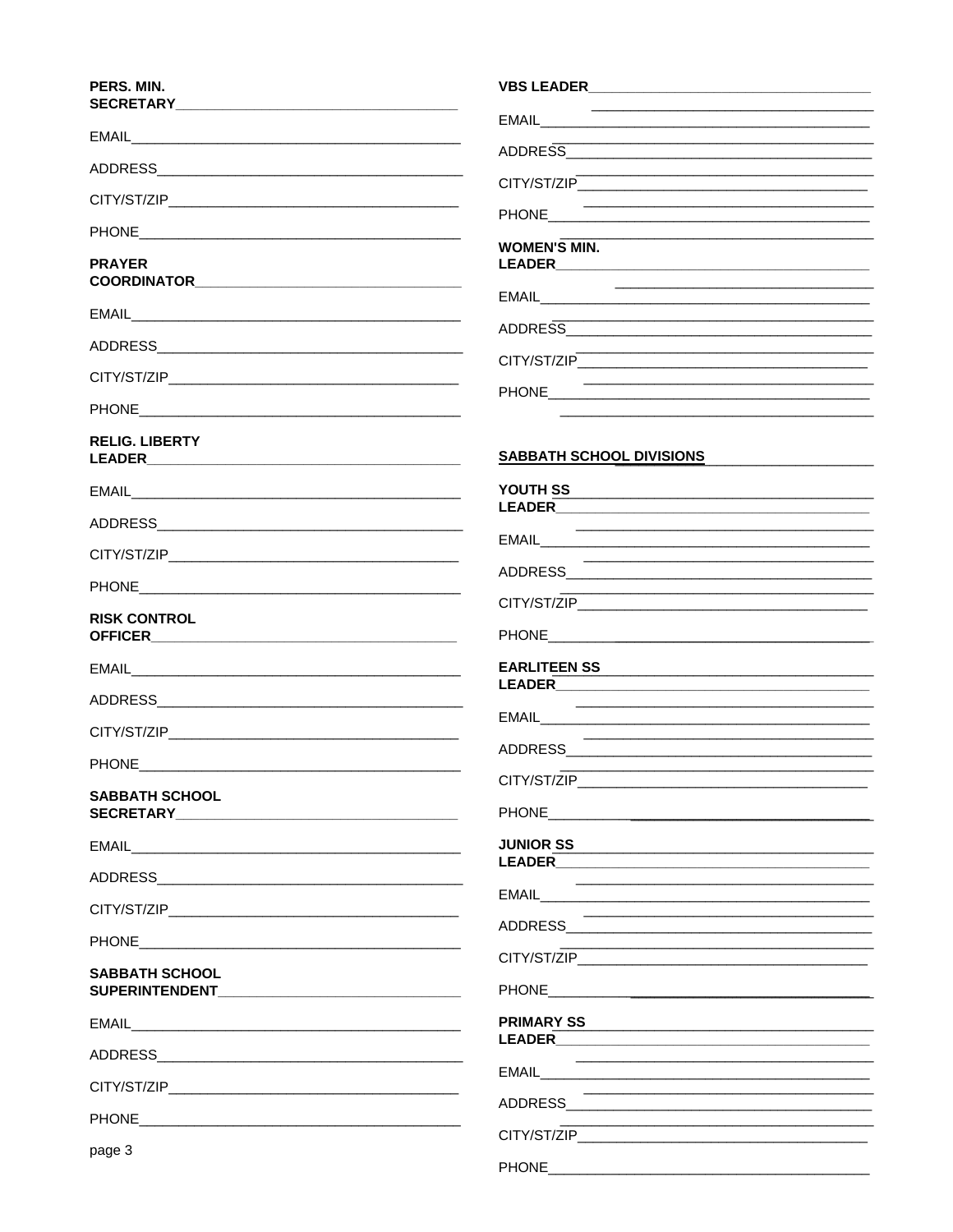**PERS. MIN. SECRETARY**_____________________________________

EMAIL___________________________________________

ADDRESS________________________________________

CITY/ST/ZIP_____________________________________

PHONE__________________________________________

**PRAYER COORDINATOR**___________________________________

EMAIL___________________________________________

ADDRESS________________________________________

CITY/ST/ZIP_____________________________________

PHONE__________________________________________

**RELIG. LIBERTY LEADER**________________________________________

EMAIL___________________________________________

ADDRESS________________________________________

CITY/ST/ZIP_____________________________________

PHONE__________________________________________

**RISK CONTROL OFFICER**_______________________________________

EMAIL___________________________________________

ADDRESS________________________________________

CITY/ST/ZIP_____________________________________

PHONE__________________________________________

**SABBATH SCHOOL SECRETARY**_____________________________________

EMAIL___________________________________________

ADDRESS________________________________________

CITY/ST/ZIP_____________________________________

PHONE__________________________________________

**SABBATH SCHOOL SUPERINTENDENT**______________________________

EMAIL___________________________________________

ADDRESS________________________________________

CITY/ST/ZIP_____________________________________

PHONE__________________________________________

page 3

**VBS LEADER**___________________________________

EMAIL________________________________________

ADDRESS______________________________________

CITY/ST/ZIP___________________________________

PHONE________________________________________

**WOMEN'S MIN. LEADER**______________________________________

EMAIL________________________________________

ADDRESS______________________________________

CITY/ST/ZIP___________________________________

PHONE________________________________________

## SABBATH SCHOOL DIVISIONS

**YOUTH SS LEADER**_______________________________________

EMAIL________________________________________

ADDRESS______________________________________

CITY/ST/ZIP___________________________________

PHONE________________________________________

**EARLITEEN SS LEADER**_______________________________________

EMAIL________________________________________

ADDRESS______________________________________

CITY/ST/ZIP___________________________________

PHONE________________________________________

**JUNIOR SS LEADER**_______________________________________

EMAIL________________________________________

ADDRESS______________________________________

CITY/ST/ZIP___________________________________

PHONE________________________________________

**PRIMARY SS LEADER**_______________________________________

EMAIL________________________________________

ADDRESS______________________________________

CITY/ST/ZIP___________________________________

PHONE________________________________________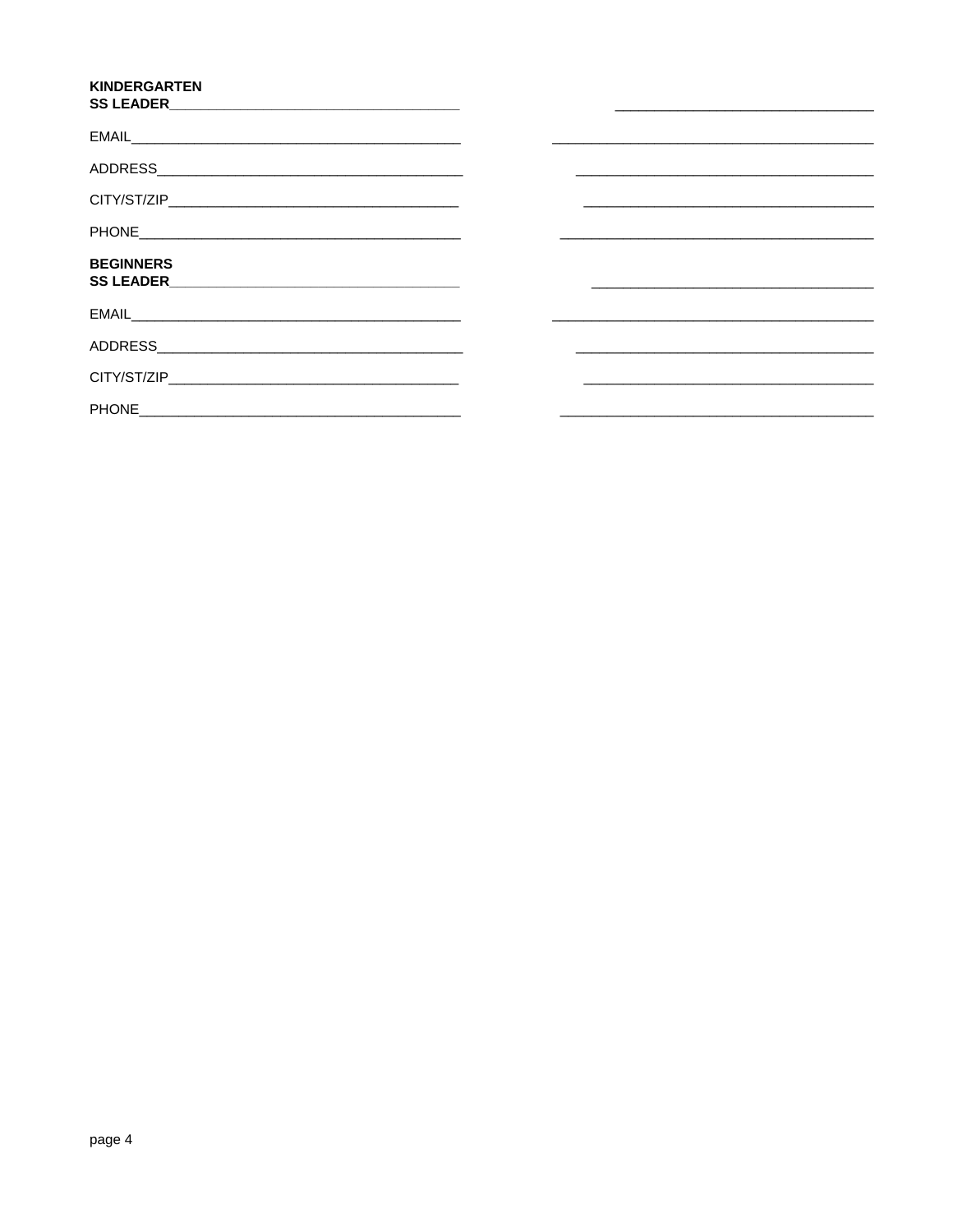**KINDERGARTEN**
**SS LEADER**______________________________________ ________________________________

EMAIL__________________________________________ ________________________________________

ADDRESS_______________________________________ _____________________________________

CITY/ST/ZIP_____________________________________ ____________________________________

PHONE_________________________________________ _______________________________________

**BEGINNERS**
**SS LEADER**______________________________________ ___________________________________

EMAIL__________________________________________ ________________________________________

ADDRESS_______________________________________ _____________________________________

CITY/ST/ZIP_____________________________________ ____________________________________

PHONE_________________________________________ _______________________________________